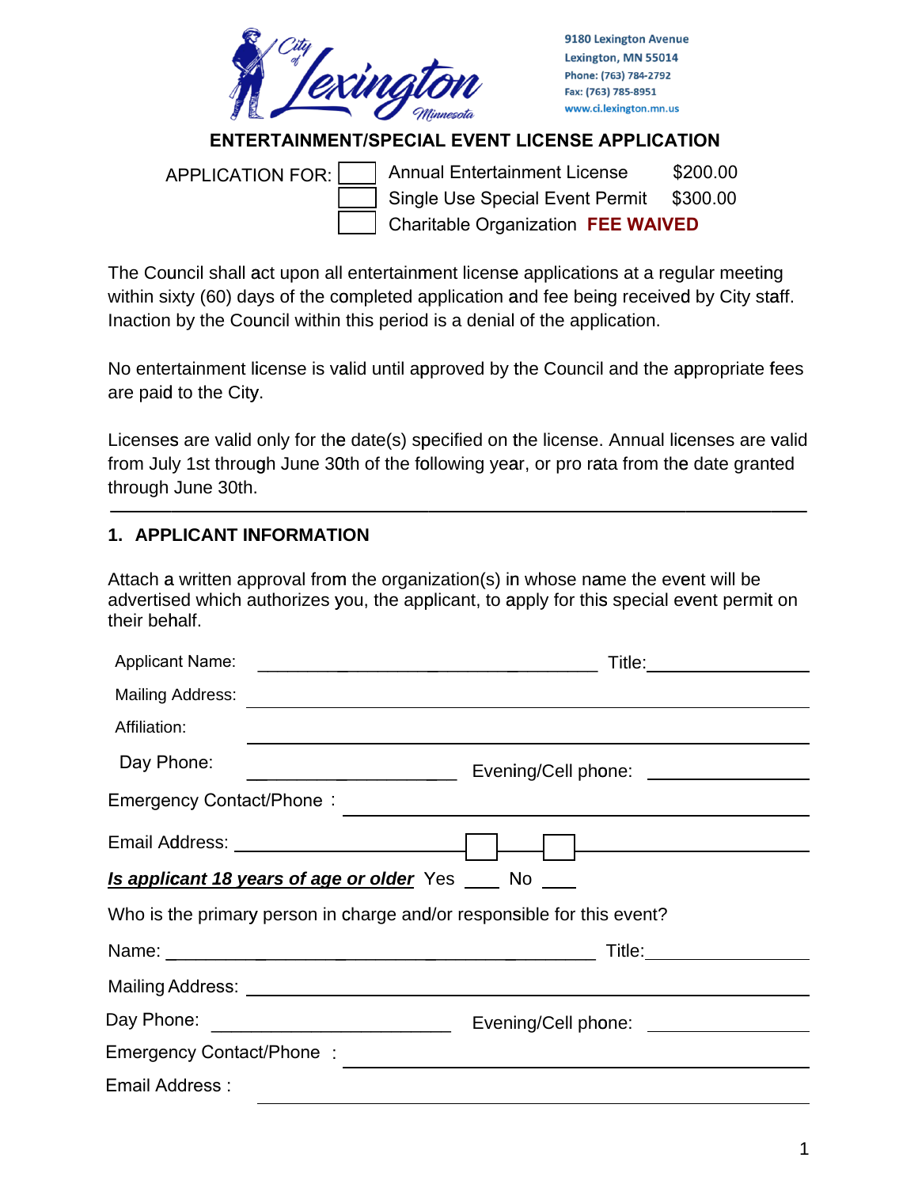City of Lexington Minnesota

9180 Lexington Avenue
Lexington, MN 55014
Phone: (763) 784-2792
Fax: (763) 785-8951
www.ci.lexington.mn.us

## ENTERTAINMENT/SPECIAL EVENT LICENSE APPLICATION

APPLICATION FOR:

- [ ] Annual Entertainment License $200.00
- [ ] Single Use Special Event Permit $300.00
- [ ] Charitable Organization **FEE WAIVED**

The Council shall act upon all entertainment license applications at a regular meeting within sixty (60) days of the completed application and fee being received by City staff. Inaction by the Council within this period is a denial of the application.

No entertainment license is valid until approved by the Council and the appropriate fees are paid to the City.

Licenses are valid only for the date(s) specified on the license. Annual licenses are valid from July 1st through June 30th of the following year, or pro rata from the date granted through June 30th.

---

### 1. APPLICANT INFORMATION

Attach a written approval from the organization(s) in whose name the event will be advertised which authorizes you, the applicant, to apply for this special event permit on their behalf.

Applicant Name: ______________________ Title: __________

Mailing Address: ______________________

Affiliation: ______________________

Day Phone: ______________ Evening/Cell phone: __________

Emergency Contact/Phone : ______________________

Email Address: ______________________

***Is applicant 18 years of age or older*** Yes ____ No ____

Who is the primary person in charge and/or responsible for this event?

Name: ______________________ Title: __________

Mailing Address: ______________________

Day Phone: ______________ Evening/Cell phone: __________

Emergency Contact/Phone : ______________________

Email Address : ______________________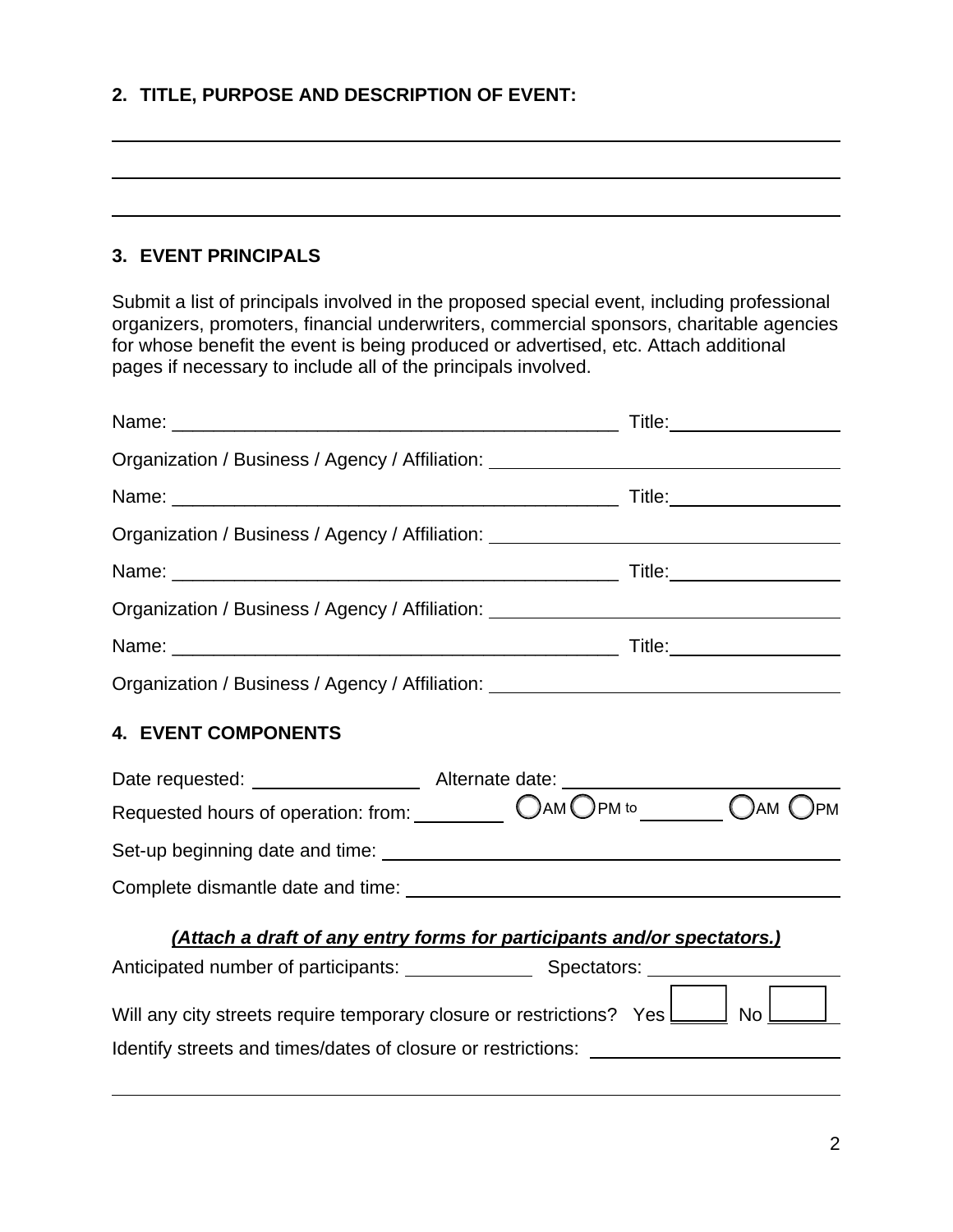## 2. TITLE, PURPOSE AND DESCRIPTION OF EVENT:

\_\_\_\_\_\_\_\_\_\_\_\_\_\_\_\_\_\_\_\_\_\_\_\_\_\_\_\_\_\_\_\_\_\_\_\_\_\_\_\_\_\_\_\_\_\_\_\_\_\_\_\_\_\_\_\_\_\_\_\_\_\_\_\_

\_\_\_\_\_\_\_\_\_\_\_\_\_\_\_\_\_\_\_\_\_\_\_\_\_\_\_\_\_\_\_\_\_\_\_\_\_\_\_\_\_\_\_\_\_\_\_\_\_\_\_\_\_\_\_\_\_\_\_\_\_\_\_\_

\_\_\_\_\_\_\_\_\_\_\_\_\_\_\_\_\_\_\_\_\_\_\_\_\_\_\_\_\_\_\_\_\_\_\_\_\_\_\_\_\_\_\_\_\_\_\_\_\_\_\_\_\_\_\_\_\_\_\_\_\_\_\_\_

## 3. EVENT PRINCIPALS

Submit a list of principals involved in the proposed special event, including professional organizers, promoters, financial underwriters, commercial sponsors, charitable agencies for whose benefit the event is being produced or advertised, etc. Attach additional pages if necessary to include all of the principals involved.

Name: \_\_\_\_\_\_\_\_\_\_\_\_\_\_\_\_\_\_\_\_\_\_\_\_\_\_\_\_\_\_\_\_\_\_\_\_ Title: \_\_\_\_\_\_\_\_\_\_\_\_\_\_

Organization / Business / Agency / Affiliation: \_\_\_\_\_\_\_\_\_\_\_\_\_\_\_\_\_\_\_\_\_\_\_\_\_\_\_\_

Name: \_\_\_\_\_\_\_\_\_\_\_\_\_\_\_\_\_\_\_\_\_\_\_\_\_\_\_\_\_\_\_\_\_\_\_\_ Title: \_\_\_\_\_\_\_\_\_\_\_\_\_\_

Organization / Business / Agency / Affiliation: \_\_\_\_\_\_\_\_\_\_\_\_\_\_\_\_\_\_\_\_\_\_\_\_\_\_\_\_

Name: \_\_\_\_\_\_\_\_\_\_\_\_\_\_\_\_\_\_\_\_\_\_\_\_\_\_\_\_\_\_\_\_\_\_\_\_ Title: \_\_\_\_\_\_\_\_\_\_\_\_\_\_

Organization / Business / Agency / Affiliation: \_\_\_\_\_\_\_\_\_\_\_\_\_\_\_\_\_\_\_\_\_\_\_\_\_\_\_\_

Name: \_\_\_\_\_\_\_\_\_\_\_\_\_\_\_\_\_\_\_\_\_\_\_\_\_\_\_\_\_\_\_\_\_\_\_\_ Title: \_\_\_\_\_\_\_\_\_\_\_\_\_\_

Organization / Business / Agency / Affiliation: \_\_\_\_\_\_\_\_\_\_\_\_\_\_\_\_\_\_\_\_\_\_\_\_\_\_\_\_

## 4. EVENT COMPONENTS

Date requested: \_\_\_\_\_\_\_\_\_\_\_\_\_\_ Alternate date: \_\_\_\_\_\_\_\_\_\_\_\_\_\_\_\_\_\_\_\_\_\_

Requested hours of operation: from: \_\_\_\_\_\_\_\_ ◯ AM ◯ PM to \_\_\_\_\_\_\_\_ ◯ AM ◯ PM

Set-up beginning date and time: \_\_\_\_\_\_\_\_\_\_\_\_\_\_\_\_\_\_\_\_\_\_\_\_\_\_\_\_\_\_\_\_\_\_\_\_\_\_

Complete dismantle date and time: \_\_\_\_\_\_\_\_\_\_\_\_\_\_\_\_\_\_\_\_\_\_\_\_\_\_\_\_\_\_\_\_\_\_\_\_

***(Attach a draft of any entry forms for participants and/or spectators.)***

Anticipated number of participants: \_\_\_\_\_\_\_\_\_\_\_\_ Spectators: \_\_\_\_\_\_\_\_\_\_\_\_\_\_\_\_

Will any city streets require temporary closure or restrictions? Yes ☐ No ☐

Identify streets and times/dates of closure or restrictions: \_\_\_\_\_\_\_\_\_\_\_\_\_\_\_\_\_\_\_\_

\_\_\_\_\_\_\_\_\_\_\_\_\_\_\_\_\_\_\_\_\_\_\_\_\_\_\_\_\_\_\_\_\_\_\_\_\_\_\_\_\_\_\_\_\_\_\_\_\_\_\_\_\_\_\_\_\_\_\_\_\_\_\_\_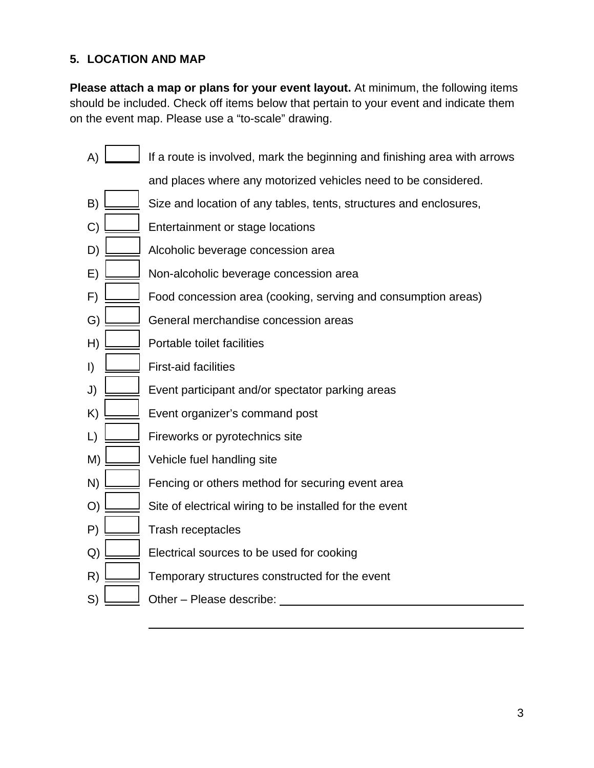## 5. LOCATION AND MAP

**Please attach a map or plans for your event layout.** At minimum, the following items should be included. Check off items below that pertain to your event and indicate them on the event map. Please use a "to-scale" drawing.

- A) ☐ If a route is involved, mark the beginning and finishing area with arrows and places where any motorized vehicles need to be considered.
- B) ☐ Size and location of any tables, tents, structures and enclosures,
- C) ☐ Entertainment or stage locations
- D) ☐ Alcoholic beverage concession area
- E) ☐ Non-alcoholic beverage concession area
- F) ☐ Food concession area (cooking, serving and consumption areas)
- G) ☐ General merchandise concession areas
- H) ☐ Portable toilet facilities
- I) ☐ First-aid facilities
- J) ☐ Event participant and/or spectator parking areas
- K) ☐ Event organizer's command post
- L) ☐ Fireworks or pyrotechnics site
- M) ☐ Vehicle fuel handling site
- N) ☐ Fencing or others method for securing event area
- O) ☐ Site of electrical wiring to be installed for the event
- P) ☐ Trash receptacles
- Q) ☐ Electrical sources to be used for cooking
- R) ☐ Temporary structures constructed for the event
- S) ☐ Other – Please describe: ______________________________________

______________________________________________________________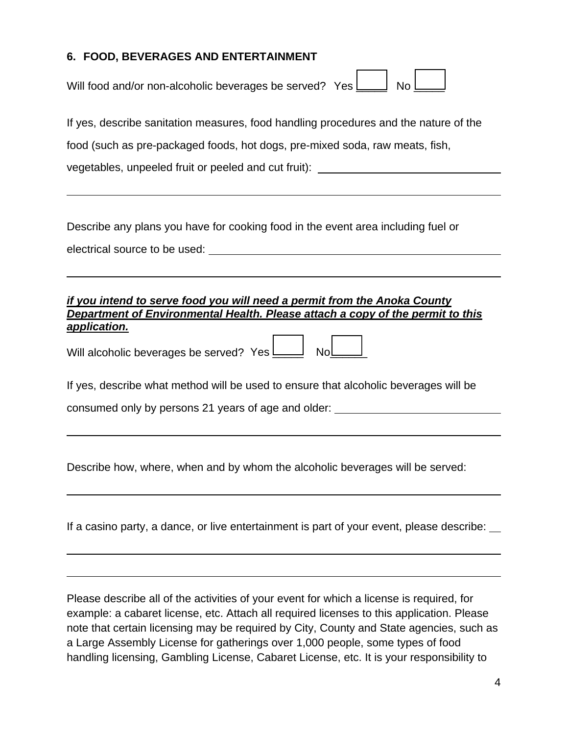### 6. FOOD, BEVERAGES AND ENTERTAINMENT

Will food and/or non-alcoholic beverages be served? Yes ☐ No ☐

If yes, describe sanitation measures, food handling procedures and the nature of the food (such as pre-packaged foods, hot dogs, pre-mixed soda, raw meats, fish, vegetables, unpeeled fruit or peeled and cut fruit): ______________________________

______________________________________________________________________

Describe any plans you have for cooking food in the event area including fuel or electrical source to be used: ______________________________________________

______________________________________________________________________

***if you intend to serve food you will need a permit from the Anoka County Department of Environmental Health. Please attach a copy of the permit to this application.***

Will alcoholic beverages be served? Yes ☐ No ☐

If yes, describe what method will be used to ensure that alcoholic beverages will be consumed only by persons 21 years of age and older: ___________________________

______________________________________________________________________

Describe how, where, when and by whom the alcoholic beverages will be served:

______________________________________________________________________

If a casino party, a dance, or live entertainment is part of your event, please describe: __

______________________________________________________________________

______________________________________________________________________

Please describe all of the activities of your event for which a license is required, for example: a cabaret license, etc. Attach all required licenses to this application. Please note that certain licensing may be required by City, County and State agencies, such as a Large Assembly License for gatherings over 1,000 people, some types of food handling licensing, Gambling License, Cabaret License, etc. It is your responsibility to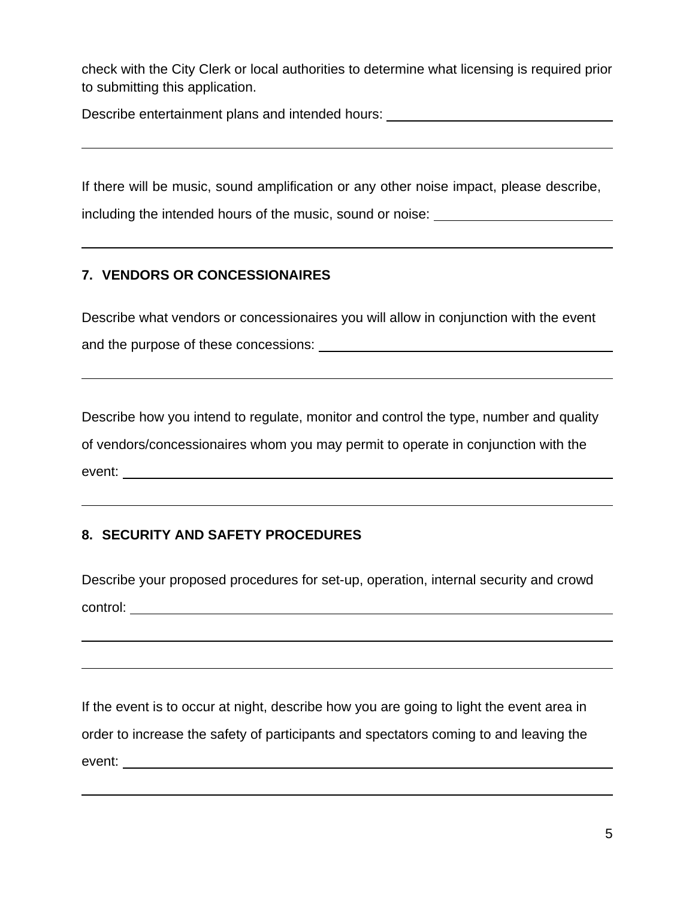check with the City Clerk or local authorities to determine what licensing is required prior to submitting this application.

Describe entertainment plans and intended hours: ________________________________

______________________________________________________________________________

If there will be music, sound amplification or any other noise impact, please describe, including the intended hours of the music, sound or noise: ________________________

______________________________________________________________________________

## 7. VENDORS OR CONCESSIONAIRES

Describe what vendors or concessionaires you will allow in conjunction with the event and the purpose of these concessions: ________________________________________

______________________________________________________________________________

Describe how you intend to regulate, monitor and control the type, number and quality of vendors/concessionaires whom you may permit to operate in conjunction with the event: ________________________________________________________________________

______________________________________________________________________________

## 8. SECURITY AND SAFETY PROCEDURES

Describe your proposed procedures for set-up, operation, internal security and crowd control: _____________________________________________________________________

______________________________________________________________________________

______________________________________________________________________________

If the event is to occur at night, describe how you are going to light the event area in order to increase the safety of participants and spectators coming to and leaving the event: ________________________________________________________________________

______________________________________________________________________________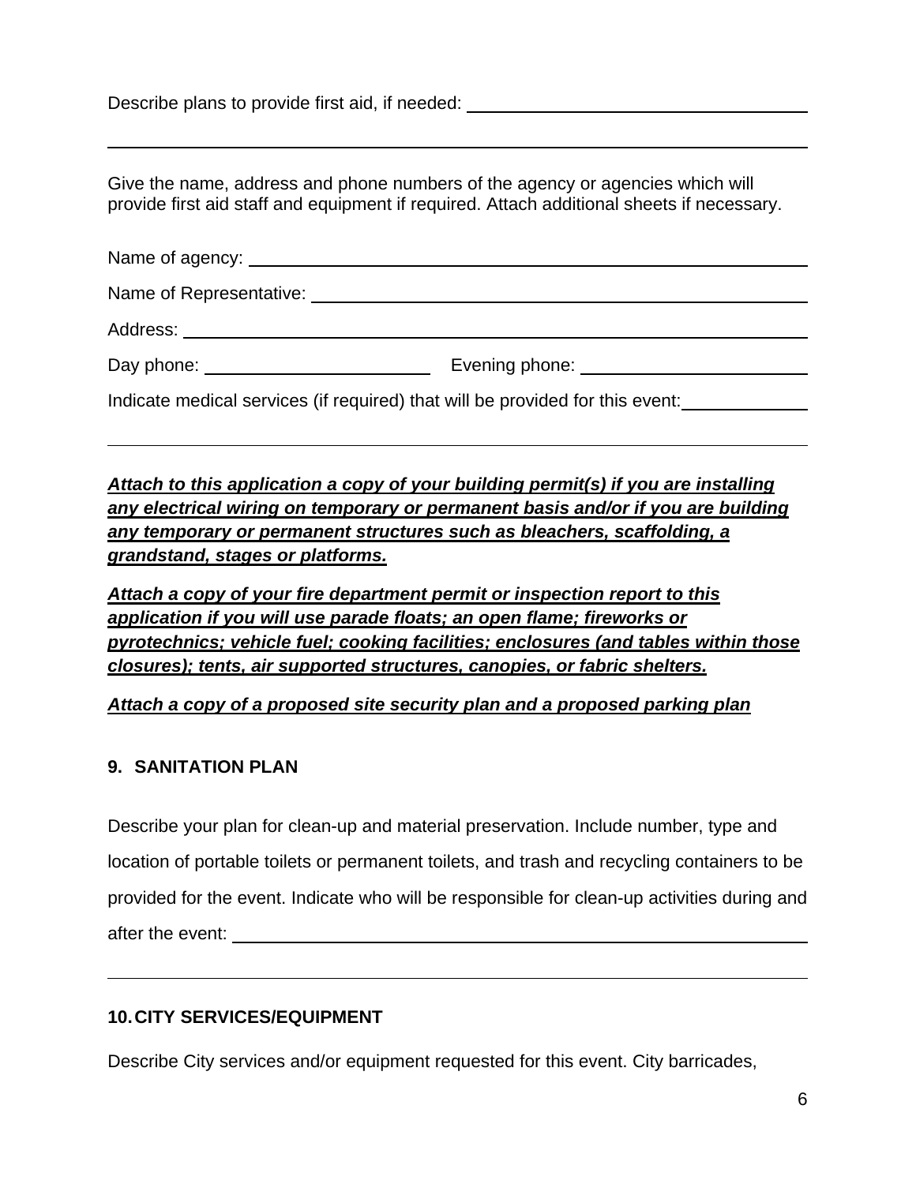Describe plans to provide first aid, if needed: ___________________________________

_______________________________________________________________________

Give the name, address and phone numbers of the agency or agencies which will provide first aid staff and equipment if required. Attach additional sheets if necessary.

Name of agency: _______________________________________________________

Name of Representative: ________________________________________________

Address: ______________________________________________________________

Day phone: ______________________ Evening phone: ______________________

Indicate medical services (if required) that will be provided for this event: ____________

_______________________________________________________________________

***Attach to this application a copy of your building permit(s) if you are installing any electrical wiring on temporary or permanent basis and/or if you are building any temporary or permanent structures such as bleachers, scaffolding, a grandstand, stages or platforms.***

***Attach a copy of your fire department permit or inspection report to this application if you will use parade floats; an open flame; fireworks or pyrotechnics; vehicle fuel; cooking facilities; enclosures (and tables within those closures); tents, air supported structures, canopies, or fabric shelters.***

***Attach a copy of a proposed site security plan and a proposed parking plan***

**9. SANITATION PLAN**

Describe your plan for clean-up and material preservation. Include number, type and location of portable toilets or permanent toilets, and trash and recycling containers to be provided for the event. Indicate who will be responsible for clean-up activities during and after the event: _______________________________________________________

_______________________________________________________________________

**10. CITY SERVICES/EQUIPMENT**

Describe City services and/or equipment requested for this event. City barricades,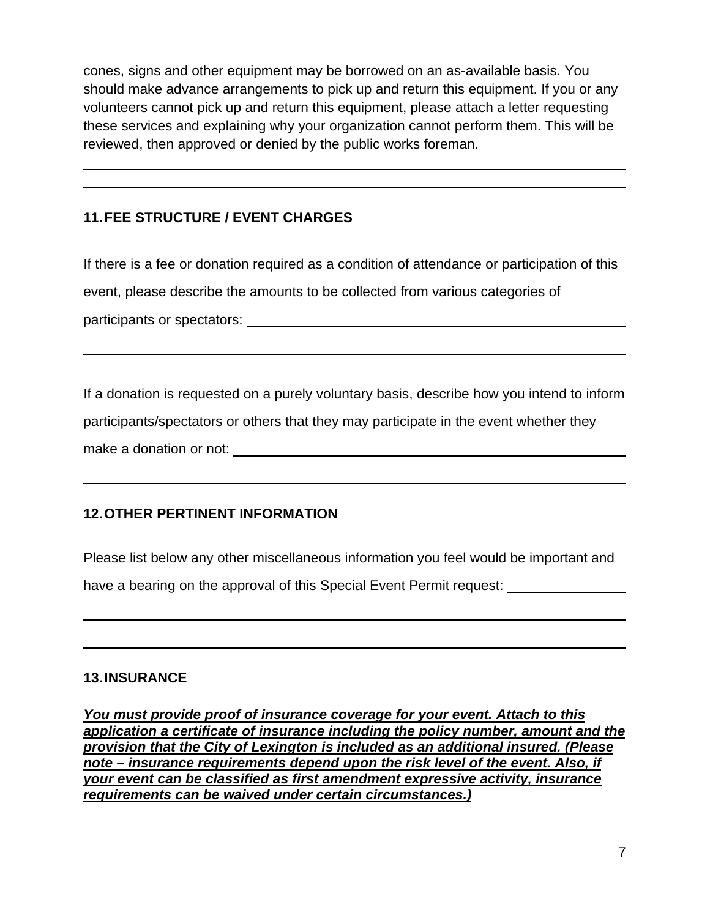cones, signs and other equipment may be borrowed on an as-available basis. You should make advance arrangements to pick up and return this equipment. If you or any volunteers cannot pick up and return this equipment, please attach a letter requesting these services and explaining why your organization cannot perform them. This will be reviewed, then approved or denied by the public works foreman.

______________________________________________________________________

______________________________________________________________________

**11. FEE STRUCTURE / EVENT CHARGES**

If there is a fee or donation required as a condition of attendance or participation of this event, please describe the amounts to be collected from various categories of participants or spectators: ______________________________________________

______________________________________________________________________

If a donation is requested on a purely voluntary basis, describe how you intend to inform participants/spectators or others that they may participate in the event whether they make a donation or not: ______________________________________________

______________________________________________________________________

**12. OTHER PERTINENT INFORMATION**

Please list below any other miscellaneous information you feel would be important and have a bearing on the approval of this Special Event Permit request: ______________

______________________________________________________________________

______________________________________________________________________

**13. INSURANCE**

***You must provide proof of insurance coverage for your event. Attach to this application a certificate of insurance including the policy number, amount and the provision that the City of Lexington is included as an additional insured. (Please note – insurance requirements depend upon the risk level of the event. Also, if your event can be classified as first amendment expressive activity, insurance requirements can be waived under certain circumstances.)***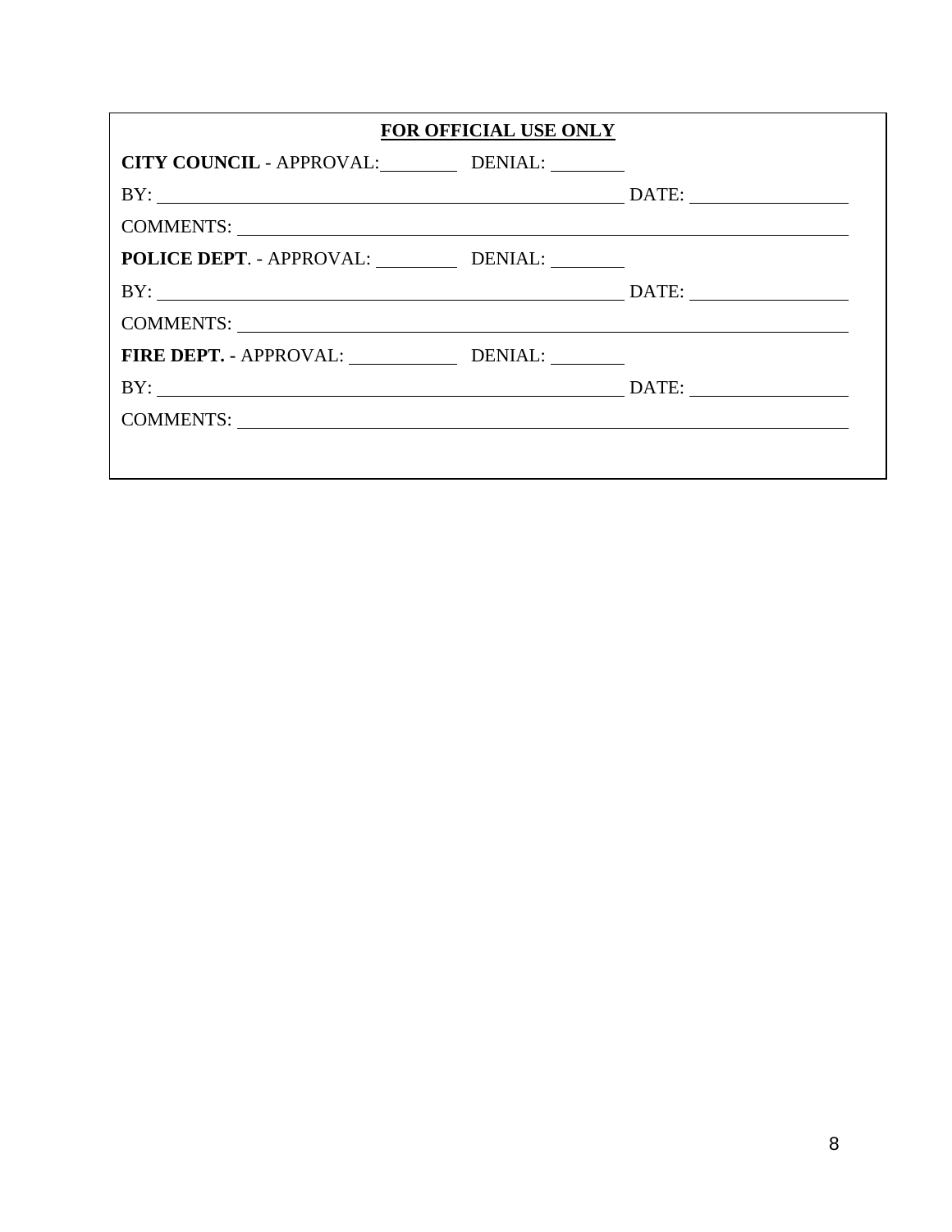**FOR OFFICIAL USE ONLY**

**CITY COUNCIL** - APPROVAL: _________ DENIAL: _________

BY: ______________________________________________ DATE: _______________

COMMENTS: ________________________________________________________________

**POLICE DEPT**. - APPROVAL: _________ DENIAL: _________

BY: ______________________________________________ DATE: _______________

COMMENTS: ________________________________________________________________

**FIRE DEPT. -** APPROVAL: ___________ DENIAL: _________

BY: ______________________________________________ DATE: _______________

COMMENTS: ________________________________________________________________